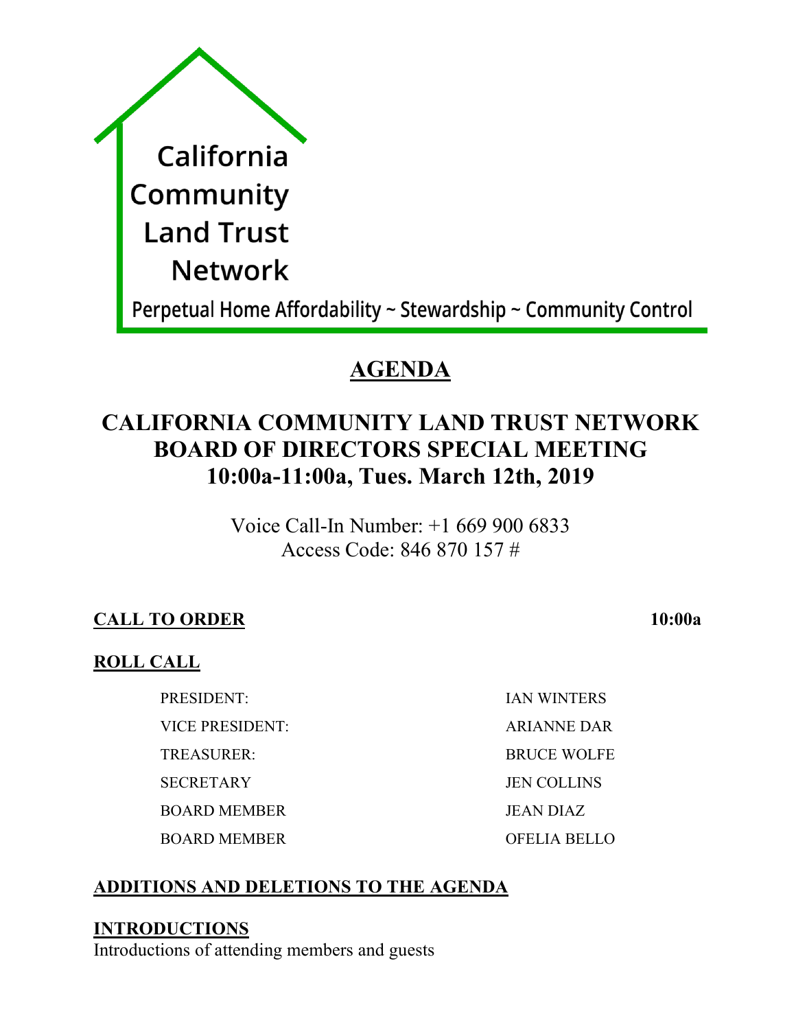California Community Land Trust Network

Perpetual Home Affordability ~ Stewardship ~ Community Control

# AGENDA

## CALIFORNIA COMMUNITY LAND TRUST NETWORK BOARD OF DIRECTORS SPECIAL MEETING 10:00a-11:00a, Tues. March 12th, 2019

Voice Call-In Number: +1 669 900 6833
Access Code: 846 870 157 #

**CALL TO ORDER** **10:00a**

**ROLL CALL**

| | |
|---|---|
| PRESIDENT: | IAN WINTERS |
| VICE PRESIDENT: | ARIANNE DAR |
| TREASURER: | BRUCE WOLFE |
| SECRETARY | JEN COLLINS |
| BOARD MEMBER | JEAN DIAZ |
| BOARD MEMBER | OFELIA BELLO |

**ADDITIONS AND DELETIONS TO THE AGENDA**

**INTRODUCTIONS**

Introductions of attending members and guests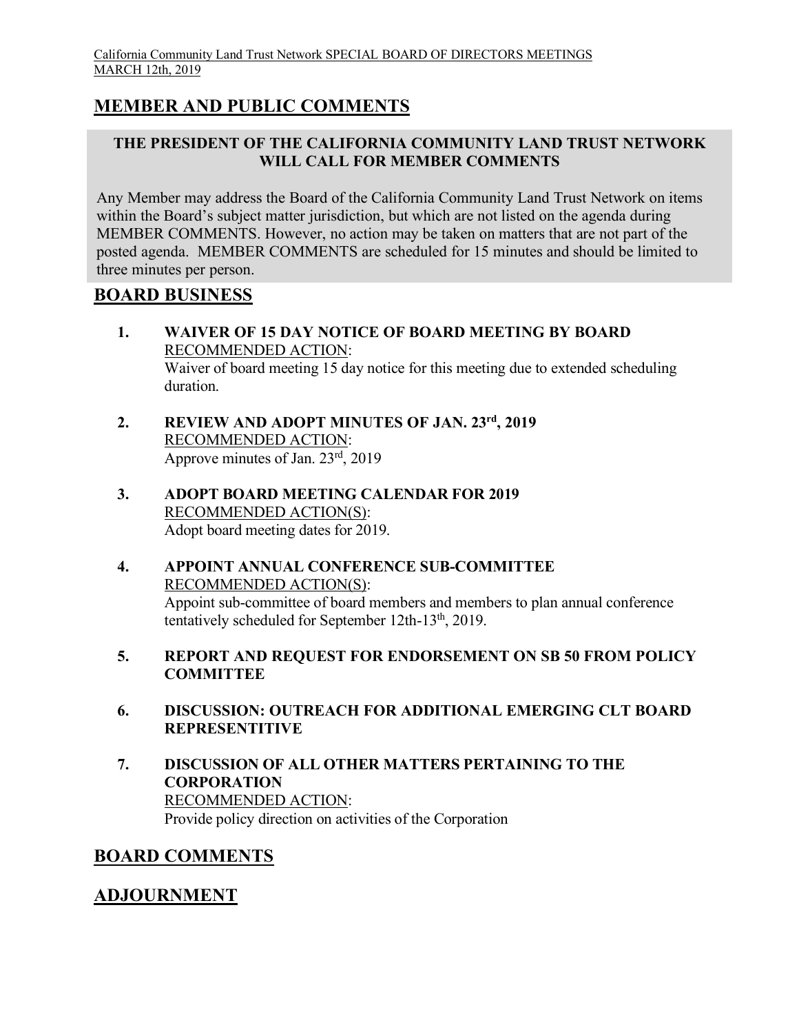## MEMBER AND PUBLIC COMMENTS

**THE PRESIDENT OF THE CALIFORNIA COMMUNITY LAND TRUST NETWORK WILL CALL FOR MEMBER COMMENTS**

Any Member may address the Board of the California Community Land Trust Network on items within the Board's subject matter jurisdiction, but which are not listed on the agenda during MEMBER COMMENTS. However, no action may be taken on matters that are not part of the posted agenda. MEMBER COMMENTS are scheduled for 15 minutes and should be limited to three minutes per person.

## BOARD BUSINESS

1. **WAIVER OF 15 DAY NOTICE OF BOARD MEETING BY BOARD**
   RECOMMENDED ACTION:
   Waiver of board meeting 15 day notice for this meeting due to extended scheduling duration.

2. **REVIEW AND ADOPT MINUTES OF JAN. 23rd, 2019**
   RECOMMENDED ACTION:
   Approve minutes of Jan. 23rd, 2019

3. **ADOPT BOARD MEETING CALENDAR FOR 2019**
   RECOMMENDED ACTION(S):
   Adopt board meeting dates for 2019.

4. **APPOINT ANNUAL CONFERENCE SUB-COMMITTEE**
   RECOMMENDED ACTION(S):
   Appoint sub-committee of board members and members to plan annual conference tentatively scheduled for September 12th-13th, 2019.

5. **REPORT AND REQUEST FOR ENDORSEMENT ON SB 50 FROM POLICY COMMITTEE**

6. **DISCUSSION: OUTREACH FOR ADDITIONAL EMERGING CLT BOARD REPRESENTITIVE**

7. **DISCUSSION OF ALL OTHER MATTERS PERTAINING TO THE CORPORATION**
   RECOMMENDED ACTION:
   Provide policy direction on activities of the Corporation

## BOARD COMMENTS

## ADJOURNMENT